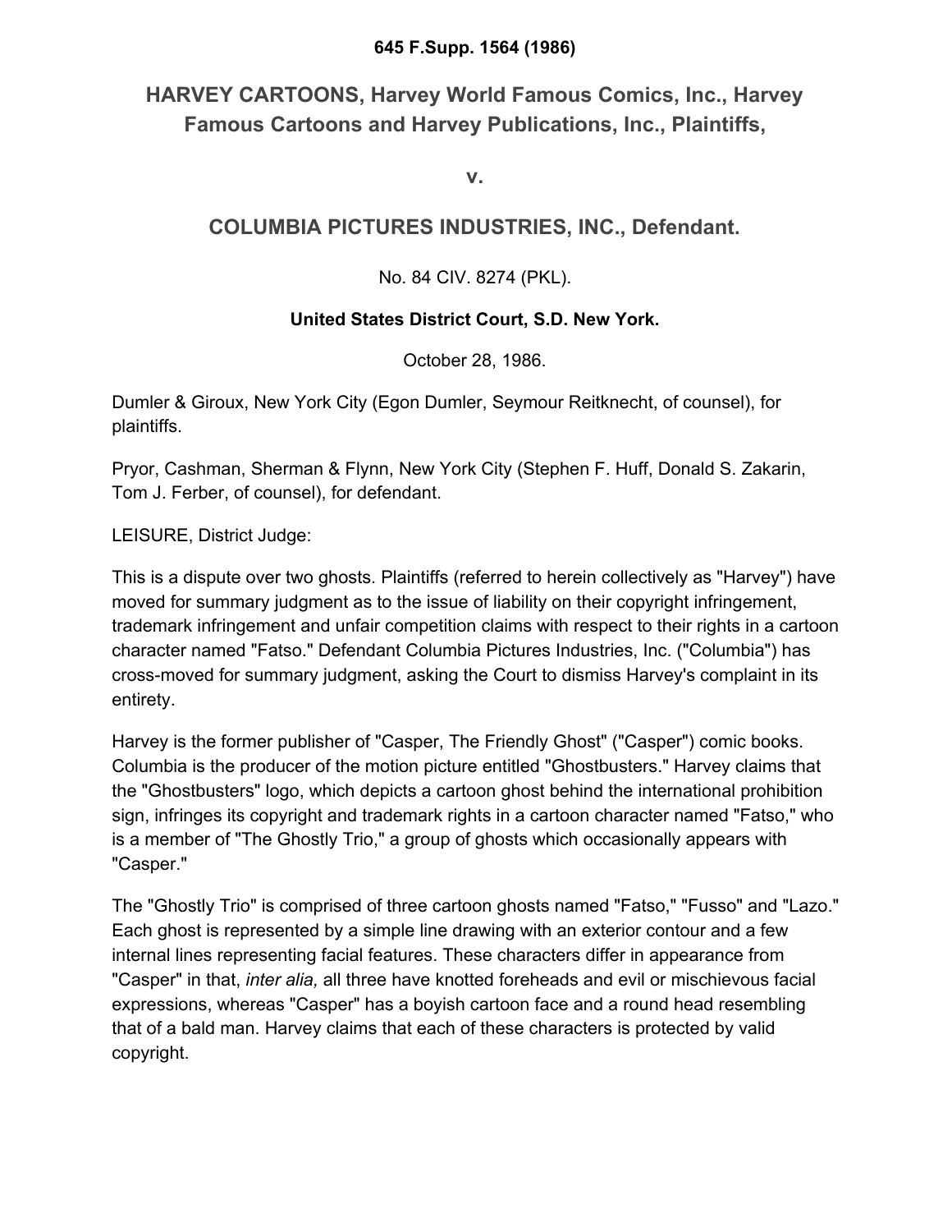**645 F.Supp. 1564 (1986)**

## HARVEY CARTOONS, Harvey World Famous Comics, Inc., Harvey Famous Cartoons and Harvey Publications, Inc., Plaintiffs,

**v.**

## COLUMBIA PICTURES INDUSTRIES, INC., Defendant.

No. 84 CIV. 8274 (PKL).

**United States District Court, S.D. New York.**

October 28, 1986.

Dumler & Giroux, New York City (Egon Dumler, Seymour Reitknecht, of counsel), for plaintiffs.

Pryor, Cashman, Sherman & Flynn, New York City (Stephen F. Huff, Donald S. Zakarin, Tom J. Ferber, of counsel), for defendant.

LEISURE, District Judge:

This is a dispute over two ghosts. Plaintiffs (referred to herein collectively as "Harvey") have moved for summary judgment as to the issue of liability on their copyright infringement, trademark infringement and unfair competition claims with respect to their rights in a cartoon character named "Fatso." Defendant Columbia Pictures Industries, Inc. ("Columbia") has cross-moved for summary judgment, asking the Court to dismiss Harvey's complaint in its entirety.

Harvey is the former publisher of "Casper, The Friendly Ghost" ("Casper") comic books. Columbia is the producer of the motion picture entitled "Ghostbusters." Harvey claims that the "Ghostbusters" logo, which depicts a cartoon ghost behind the international prohibition sign, infringes its copyright and trademark rights in a cartoon character named "Fatso," who is a member of "The Ghostly Trio," a group of ghosts which occasionally appears with "Casper."

The "Ghostly Trio" is comprised of three cartoon ghosts named "Fatso," "Fusso" and "Lazo." Each ghost is represented by a simple line drawing with an exterior contour and a few internal lines representing facial features. These characters differ in appearance from "Casper" in that, *inter alia,* all three have knotted foreheads and evil or mischievous facial expressions, whereas "Casper" has a boyish cartoon face and a round head resembling that of a bald man. Harvey claims that each of these characters is protected by valid copyright.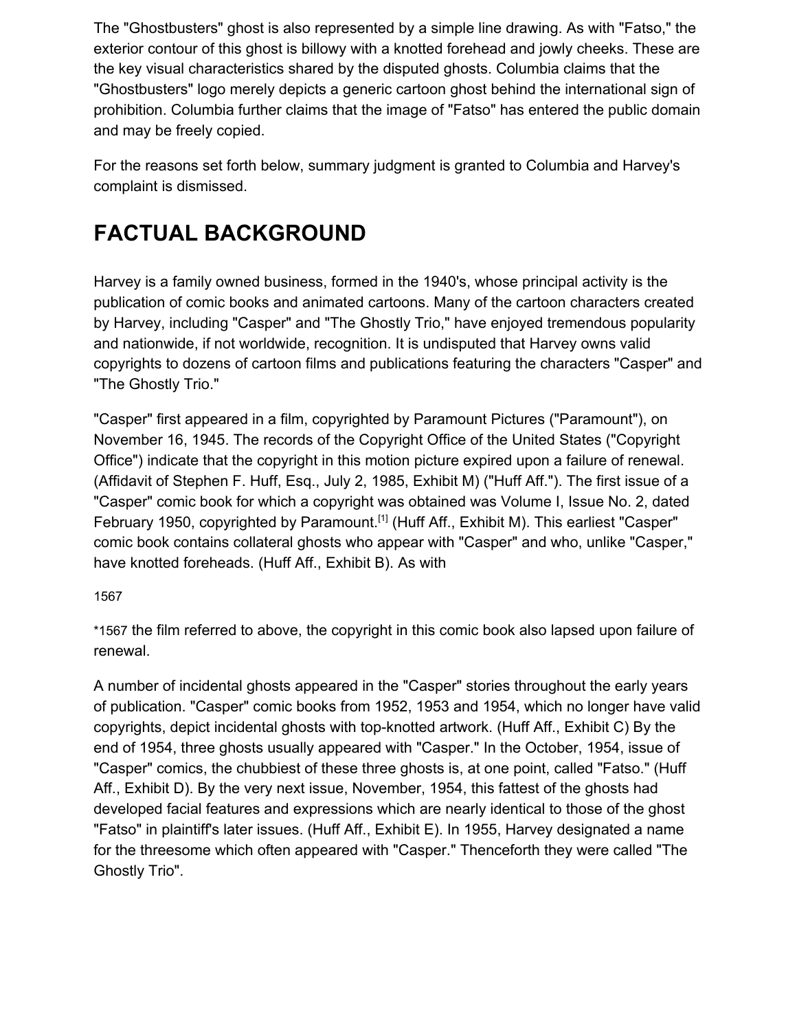The "Ghostbusters" ghost is also represented by a simple line drawing. As with "Fatso," the exterior contour of this ghost is billowy with a knotted forehead and jowly cheeks. These are the key visual characteristics shared by the disputed ghosts. Columbia claims that the "Ghostbusters" logo merely depicts a generic cartoon ghost behind the international sign of prohibition. Columbia further claims that the image of "Fatso" has entered the public domain and may be freely copied.

For the reasons set forth below, summary judgment is granted to Columbia and Harvey's complaint is dismissed.

## FACTUAL BACKGROUND

Harvey is a family owned business, formed in the 1940's, whose principal activity is the publication of comic books and animated cartoons. Many of the cartoon characters created by Harvey, including "Casper" and "The Ghostly Trio," have enjoyed tremendous popularity and nationwide, if not worldwide, recognition. It is undisputed that Harvey owns valid copyrights to dozens of cartoon films and publications featuring the characters "Casper" and "The Ghostly Trio."

"Casper" first appeared in a film, copyrighted by Paramount Pictures ("Paramount"), on November 16, 1945. The records of the Copyright Office of the United States ("Copyright Office") indicate that the copyright in this motion picture expired upon a failure of renewal. (Affidavit of Stephen F. Huff, Esq., July 2, 1985, Exhibit M) ("Huff Aff."). The first issue of a "Casper" comic book for which a copyright was obtained was Volume I, Issue No. 2, dated February 1950, copyrighted by Paramount.[1] (Huff Aff., Exhibit M). This earliest "Casper" comic book contains collateral ghosts who appear with "Casper" and who, unlike "Casper," have knotted foreheads. (Huff Aff., Exhibit B). As with

*1567 the film referred to above, the copyright in this comic book also lapsed upon failure of renewal.

A number of incidental ghosts appeared in the "Casper" stories throughout the early years of publication. "Casper" comic books from 1952, 1953 and 1954, which no longer have valid copyrights, depict incidental ghosts with top-knotted artwork. (Huff Aff., Exhibit C) By the end of 1954, three ghosts usually appeared with "Casper." In the October, 1954, issue of "Casper" comics, the chubbiest of these three ghosts is, at one point, called "Fatso." (Huff Aff., Exhibit D). By the very next issue, November, 1954, this fattest of the ghosts had developed facial features and expressions which are nearly identical to those of the ghost "Fatso" in plaintiff's later issues. (Huff Aff., Exhibit E). In 1955, Harvey designated a name for the threesome which often appeared with "Casper." Thenceforth they were called "The Ghostly Trio".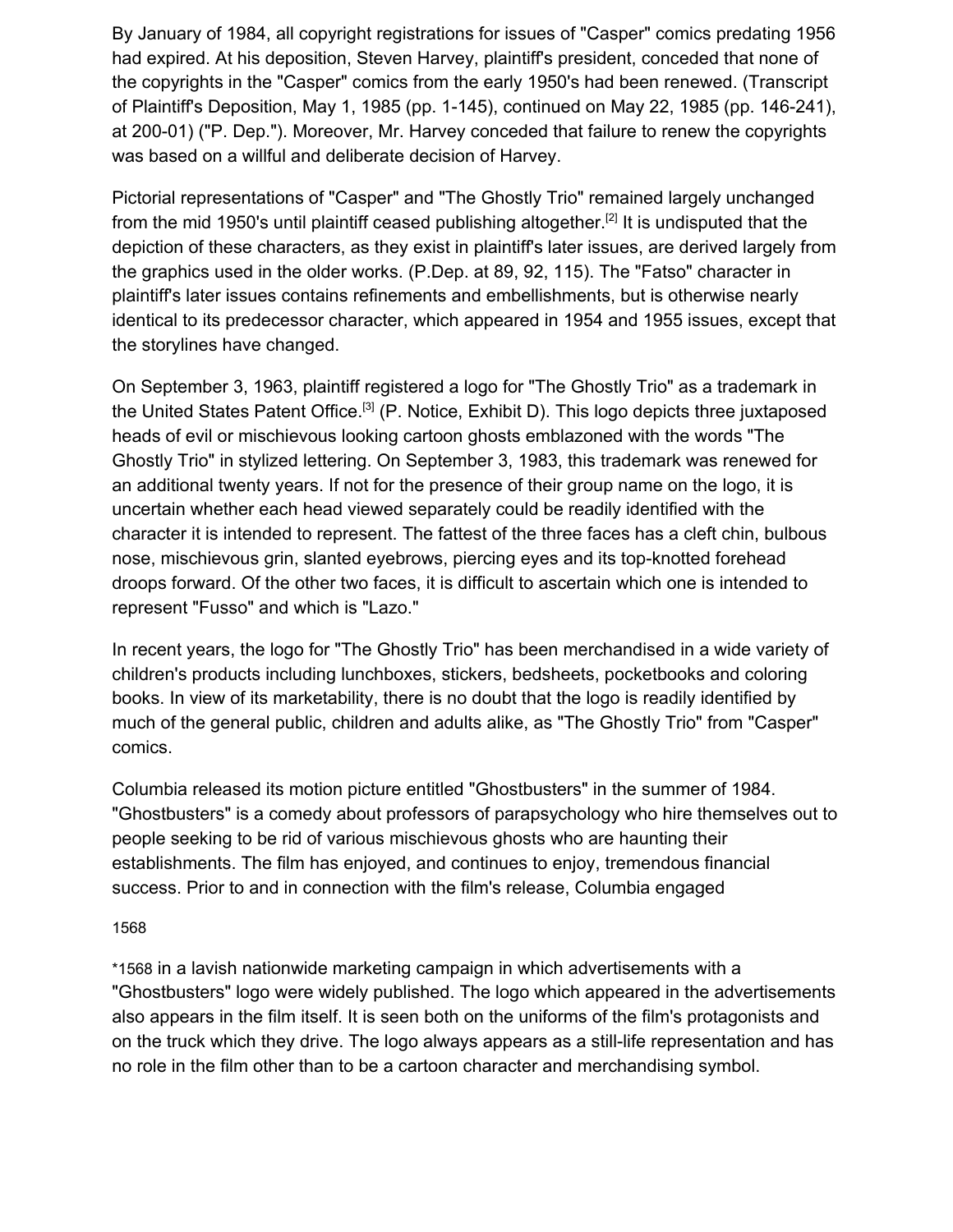By January of 1984, all copyright registrations for issues of "Casper" comics predating 1956 had expired. At his deposition, Steven Harvey, plaintiff's president, conceded that none of the copyrights in the "Casper" comics from the early 1950's had been renewed. (Transcript of Plaintiff's Deposition, May 1, 1985 (pp. 1-145), continued on May 22, 1985 (pp. 146-241), at 200-01) ("P. Dep."). Moreover, Mr. Harvey conceded that failure to renew the copyrights was based on a willful and deliberate decision of Harvey.

Pictorial representations of "Casper" and "The Ghostly Trio" remained largely unchanged from the mid 1950's until plaintiff ceased publishing altogether.[2] It is undisputed that the depiction of these characters, as they exist in plaintiff's later issues, are derived largely from the graphics used in the older works. (P.Dep. at 89, 92, 115). The "Fatso" character in plaintiff's later issues contains refinements and embellishments, but is otherwise nearly identical to its predecessor character, which appeared in 1954 and 1955 issues, except that the storylines have changed.

On September 3, 1963, plaintiff registered a logo for "The Ghostly Trio" as a trademark in the United States Patent Office.[3] (P. Notice, Exhibit D). This logo depicts three juxtaposed heads of evil or mischievous looking cartoon ghosts emblazoned with the words "The Ghostly Trio" in stylized lettering. On September 3, 1983, this trademark was renewed for an additional twenty years. If not for the presence of their group name on the logo, it is uncertain whether each head viewed separately could be readily identified with the character it is intended to represent. The fattest of the three faces has a cleft chin, bulbous nose, mischievous grin, slanted eyebrows, piercing eyes and its top-knotted forehead droops forward. Of the other two faces, it is difficult to ascertain which one is intended to represent "Fusso" and which is "Lazo."

In recent years, the logo for "The Ghostly Trio" has been merchandised in a wide variety of children's products including lunchboxes, stickers, bedsheets, pocketbooks and coloring books. In view of its marketability, there is no doubt that the logo is readily identified by much of the general public, children and adults alike, as "The Ghostly Trio" from "Casper" comics.

Columbia released its motion picture entitled "Ghostbusters" in the summer of 1984. "Ghostbusters" is a comedy about professors of parapsychology who hire themselves out to people seeking to be rid of various mischievous ghosts who are haunting their establishments. The film has enjoyed, and continues to enjoy, tremendous financial success. Prior to and in connection with the film's release, Columbia engaged

*1568 in a lavish nationwide marketing campaign in which advertisements with a "Ghostbusters" logo were widely published. The logo which appeared in the advertisements also appears in the film itself. It is seen both on the uniforms of the film's protagonists and on the truck which they drive. The logo always appears as a still-life representation and has no role in the film other than to be a cartoon character and merchandising symbol.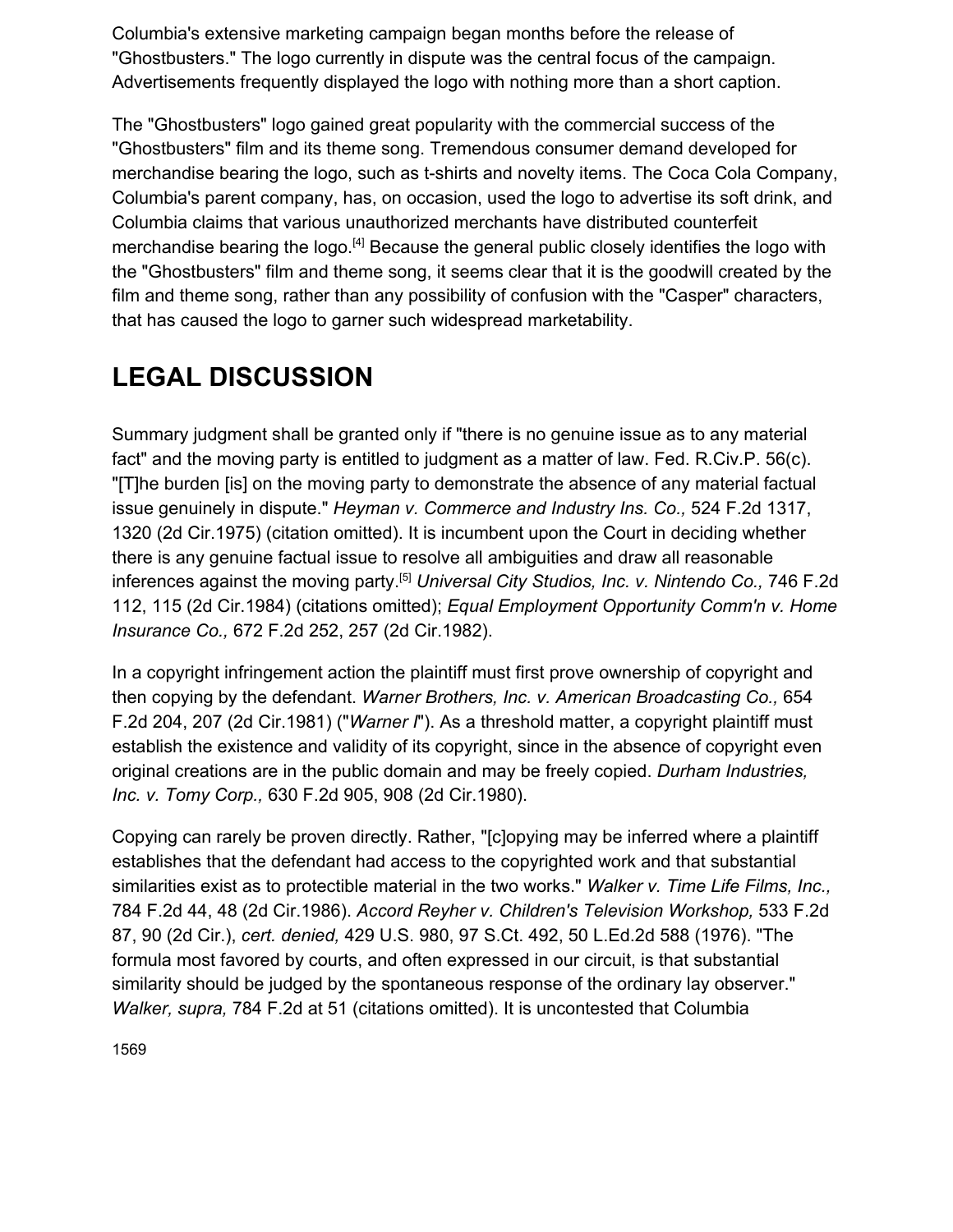Columbia's extensive marketing campaign began months before the release of "Ghostbusters." The logo currently in dispute was the central focus of the campaign. Advertisements frequently displayed the logo with nothing more than a short caption.

The "Ghostbusters" logo gained great popularity with the commercial success of the "Ghostbusters" film and its theme song. Tremendous consumer demand developed for merchandise bearing the logo, such as t-shirts and novelty items. The Coca Cola Company, Columbia's parent company, has, on occasion, used the logo to advertise its soft drink, and Columbia claims that various unauthorized merchants have distributed counterfeit merchandise bearing the logo.[4] Because the general public closely identifies the logo with the "Ghostbusters" film and theme song, it seems clear that it is the goodwill created by the film and theme song, rather than any possibility of confusion with the "Casper" characters, that has caused the logo to garner such widespread marketability.

## LEGAL DISCUSSION

Summary judgment shall be granted only if "there is no genuine issue as to any material fact" and the moving party is entitled to judgment as a matter of law. Fed. R.Civ.P. 56(c). "[T]he burden [is] on the moving party to demonstrate the absence of any material factual issue genuinely in dispute." *Heyman v. Commerce and Industry Ins. Co.,* 524 F.2d 1317, 1320 (2d Cir.1975) (citation omitted). It is incumbent upon the Court in deciding whether there is any genuine factual issue to resolve all ambiguities and draw all reasonable inferences against the moving party.[5] *Universal City Studios, Inc. v. Nintendo Co.,* 746 F.2d 112, 115 (2d Cir.1984) (citations omitted); *Equal Employment Opportunity Comm'n v. Home Insurance Co.,* 672 F.2d 252, 257 (2d Cir.1982).

In a copyright infringement action the plaintiff must first prove ownership of copyright and then copying by the defendant. *Warner Brothers, Inc. v. American Broadcasting Co.,* 654 F.2d 204, 207 (2d Cir.1981) ("*Warner I*"). As a threshold matter, a copyright plaintiff must establish the existence and validity of its copyright, since in the absence of copyright even original creations are in the public domain and may be freely copied. *Durham Industries, Inc. v. Tomy Corp.,* 630 F.2d 905, 908 (2d Cir.1980).

Copying can rarely be proven directly. Rather, "[c]opying may be inferred where a plaintiff establishes that the defendant had access to the copyrighted work and that substantial similarities exist as to protectible material in the two works." *Walker v. Time Life Films, Inc.,* 784 F.2d 44, 48 (2d Cir.1986). *Accord Reyher v. Children's Television Workshop,* 533 F.2d 87, 90 (2d Cir.), *cert. denied,* 429 U.S. 980, 97 S.Ct. 492, 50 L.Ed.2d 588 (1976). "The formula most favored by courts, and often expressed in our circuit, is that substantial similarity should be judged by the spontaneous response of the ordinary lay observer." *Walker, supra,* 784 F.2d at 51 (citations omitted). It is uncontested that Columbia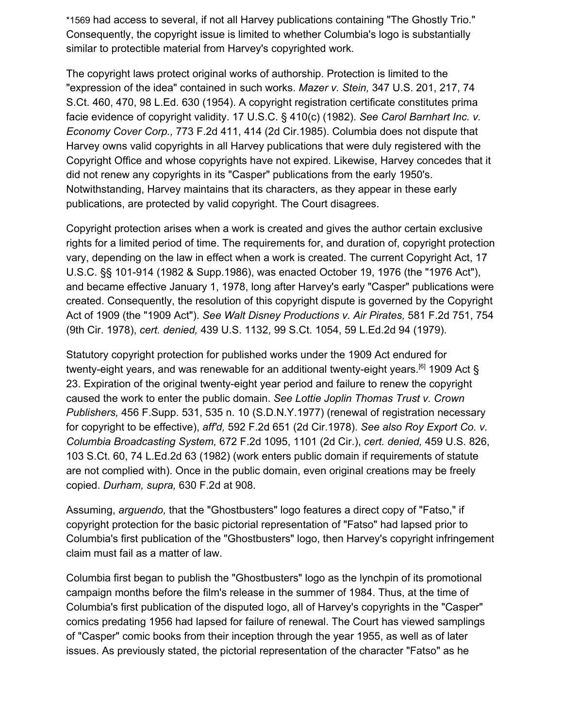*1569 had access to several, if not all Harvey publications containing "The Ghostly Trio." Consequently, the copyright issue is limited to whether Columbia's logo is substantially similar to protectible material from Harvey's copyrighted work.

The copyright laws protect original works of authorship. Protection is limited to the "expression of the idea" contained in such works. *Mazer v. Stein,* 347 U.S. 201, 217, 74 S.Ct. 460, 470, 98 L.Ed. 630 (1954). A copyright registration certificate constitutes prima facie evidence of copyright validity. 17 U.S.C. § 410(c) (1982). *See Carol Barnhart Inc. v. Economy Cover Corp.,* 773 F.2d 411, 414 (2d Cir.1985). Columbia does not dispute that Harvey owns valid copyrights in all Harvey publications that were duly registered with the Copyright Office and whose copyrights have not expired. Likewise, Harvey concedes that it did not renew any copyrights in its "Casper" publications from the early 1950's. Notwithstanding, Harvey maintains that its characters, as they appear in these early publications, are protected by valid copyright. The Court disagrees.

Copyright protection arises when a work is created and gives the author certain exclusive rights for a limited period of time. The requirements for, and duration of, copyright protection vary, depending on the law in effect when a work is created. The current Copyright Act, 17 U.S.C. §§ 101-914 (1982 & Supp.1986), was enacted October 19, 1976 (the "1976 Act"), and became effective January 1, 1978, long after Harvey's early "Casper" publications were created. Consequently, the resolution of this copyright dispute is governed by the Copyright Act of 1909 (the "1909 Act"). *See Walt Disney Productions v. Air Pirates,* 581 F.2d 751, 754 (9th Cir. 1978), *cert. denied,* 439 U.S. 1132, 99 S.Ct. 1054, 59 L.Ed.2d 94 (1979).

Statutory copyright protection for published works under the 1909 Act endured for twenty-eight years, and was renewable for an additional twenty-eight years.[6] 1909 Act § 23. Expiration of the original twenty-eight year period and failure to renew the copyright caused the work to enter the public domain. *See Lottie Joplin Thomas Trust v. Crown Publishers,* 456 F.Supp. 531, 535 n. 10 (S.D.N.Y.1977) (renewal of registration necessary for copyright to be effective), *aff'd,* 592 F.2d 651 (2d Cir.1978). *See also Roy Export Co. v. Columbia Broadcasting System,* 672 F.2d 1095, 1101 (2d Cir.), *cert. denied,* 459 U.S. 826, 103 S.Ct. 60, 74 L.Ed.2d 63 (1982) (work enters public domain if requirements of statute are not complied with). Once in the public domain, even original creations may be freely copied. *Durham, supra,* 630 F.2d at 908.

Assuming, *arguendo,* that the "Ghostbusters" logo features a direct copy of "Fatso," if copyright protection for the basic pictorial representation of "Fatso" had lapsed prior to Columbia's first publication of the "Ghostbusters" logo, then Harvey's copyright infringement claim must fail as a matter of law.

Columbia first began to publish the "Ghostbusters" logo as the lynchpin of its promotional campaign months before the film's release in the summer of 1984. Thus, at the time of Columbia's first publication of the disputed logo, all of Harvey's copyrights in the "Casper" comics predating 1956 had lapsed for failure of renewal. The Court has viewed samplings of "Casper" comic books from their inception through the year 1955, as well as of later issues. As previously stated, the pictorial representation of the character "Fatso" as he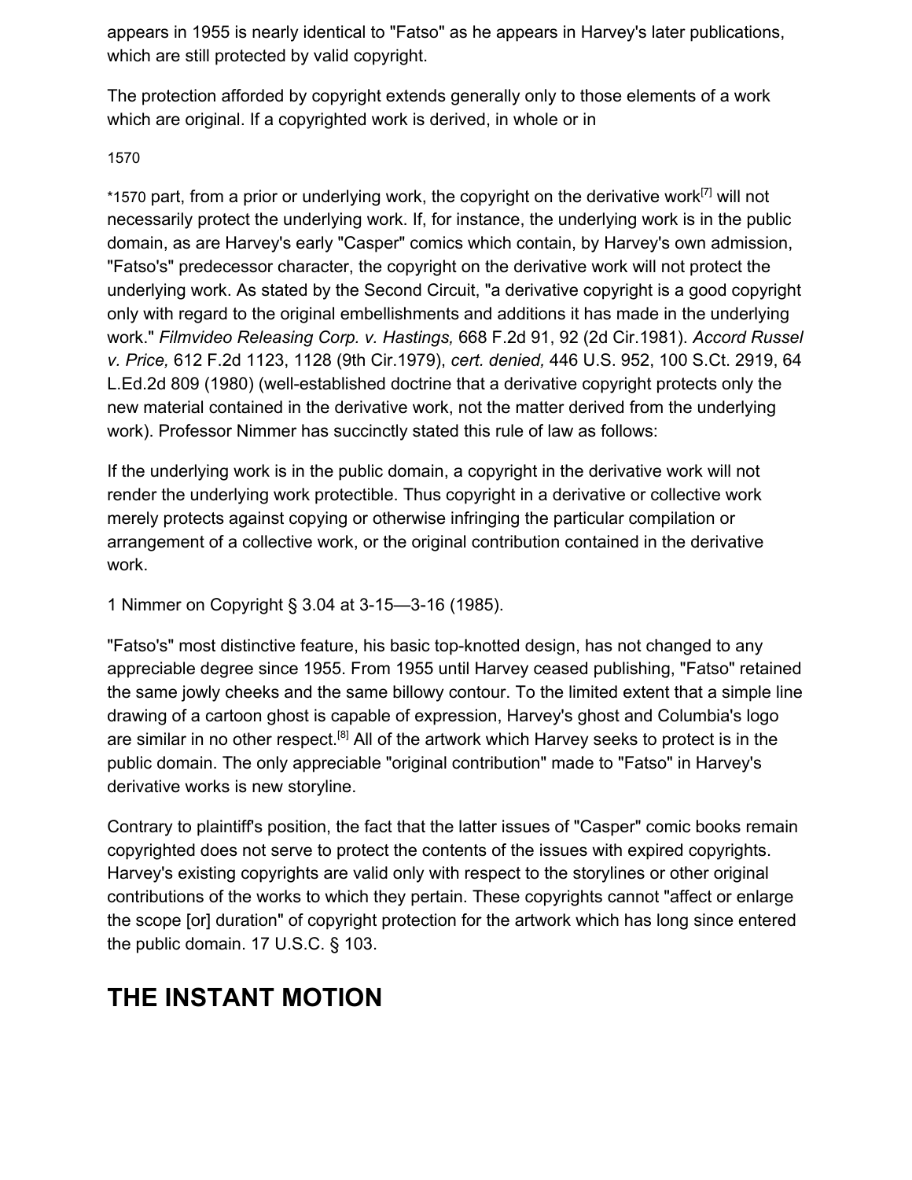appears in 1955 is nearly identical to "Fatso" as he appears in Harvey's later publications, which are still protected by valid copyright.

The protection afforded by copyright extends generally only to those elements of a work which are original. If a copyrighted work is derived, in whole or in

*1570 part, from a prior or underlying work, the copyright on the derivative work[7] will not necessarily protect the underlying work. If, for instance, the underlying work is in the public domain, as are Harvey's early "Casper" comics which contain, by Harvey's own admission, "Fatso's" predecessor character, the copyright on the derivative work will not protect the underlying work. As stated by the Second Circuit, "a derivative copyright is a good copyright only with regard to the original embellishments and additions it has made in the underlying work." *Filmvideo Releasing Corp. v. Hastings,* 668 F.2d 91, 92 (2d Cir.1981). *Accord Russel v. Price,* 612 F.2d 1123, 1128 (9th Cir.1979), *cert. denied,* 446 U.S. 952, 100 S.Ct. 2919, 64 L.Ed.2d 809 (1980) (well-established doctrine that a derivative copyright protects only the new material contained in the derivative work, not the matter derived from the underlying work). Professor Nimmer has succinctly stated this rule of law as follows:

If the underlying work is in the public domain, a copyright in the derivative work will not render the underlying work protectible. Thus copyright in a derivative or collective work merely protects against copying or otherwise infringing the particular compilation or arrangement of a collective work, or the original contribution contained in the derivative work.

1 Nimmer on Copyright § 3.04 at 3-15—3-16 (1985).

"Fatso's" most distinctive feature, his basic top-knotted design, has not changed to any appreciable degree since 1955. From 1955 until Harvey ceased publishing, "Fatso" retained the same jowly cheeks and the same billowy contour. To the limited extent that a simple line drawing of a cartoon ghost is capable of expression, Harvey's ghost and Columbia's logo are similar in no other respect.[8] All of the artwork which Harvey seeks to protect is in the public domain. The only appreciable "original contribution" made to "Fatso" in Harvey's derivative works is new storyline.

Contrary to plaintiff's position, the fact that the latter issues of "Casper" comic books remain copyrighted does not serve to protect the contents of the issues with expired copyrights. Harvey's existing copyrights are valid only with respect to the storylines or other original contributions of the works to which they pertain. These copyrights cannot "affect or enlarge the scope [or] duration" of copyright protection for the artwork which has long since entered the public domain. 17 U.S.C. § 103.

## THE INSTANT MOTION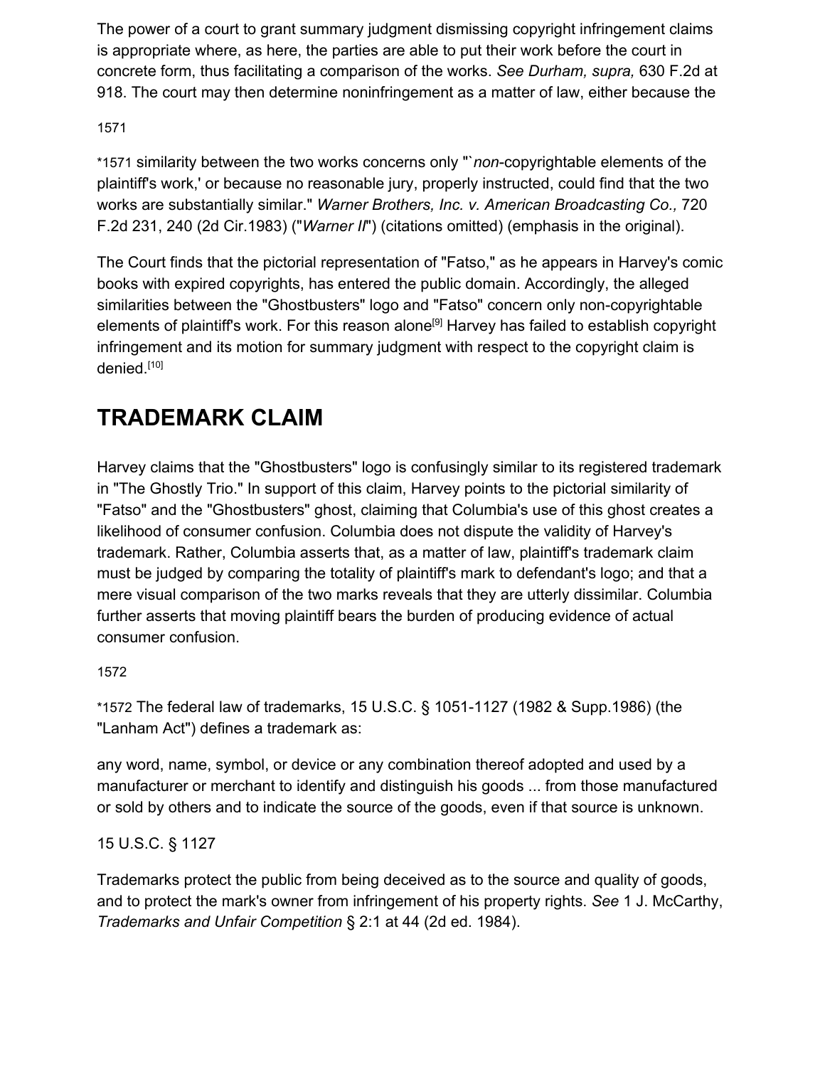The power of a court to grant summary judgment dismissing copyright infringement claims is appropriate where, as here, the parties are able to put their work before the court in concrete form, thus facilitating a comparison of the works. *See Durham, supra,* 630 F.2d at 918. The court may then determine noninfringement as a matter of law, either because the

*1571 similarity between the two works concerns only "`*non*-copyrightable elements of the plaintiff's work,' or because no reasonable jury, properly instructed, could find that the two works are substantially similar." *Warner Brothers, Inc. v. American Broadcasting Co.,* 720 F.2d 231, 240 (2d Cir.1983) ("*Warner II*") (citations omitted) (emphasis in the original).

The Court finds that the pictorial representation of "Fatso," as he appears in Harvey's comic books with expired copyrights, has entered the public domain. Accordingly, the alleged similarities between the "Ghostbusters" logo and "Fatso" concern only non-copyrightable elements of plaintiff's work. For this reason alone[9] Harvey has failed to establish copyright infringement and its motion for summary judgment with respect to the copyright claim is denied.[10]

## TRADEMARK CLAIM

Harvey claims that the "Ghostbusters" logo is confusingly similar to its registered trademark in "The Ghostly Trio." In support of this claim, Harvey points to the pictorial similarity of "Fatso" and the "Ghostbusters" ghost, claiming that Columbia's use of this ghost creates a likelihood of consumer confusion. Columbia does not dispute the validity of Harvey's trademark. Rather, Columbia asserts that, as a matter of law, plaintiff's trademark claim must be judged by comparing the totality of plaintiff's mark to defendant's logo; and that a mere visual comparison of the two marks reveals that they are utterly dissimilar. Columbia further asserts that moving plaintiff bears the burden of producing evidence of actual consumer confusion.

*1572 The federal law of trademarks, 15 U.S.C. § 1051-1127 (1982 & Supp.1986) (the "Lanham Act") defines a trademark as:

any word, name, symbol, or device or any combination thereof adopted and used by a manufacturer or merchant to identify and distinguish his goods ... from those manufactured or sold by others and to indicate the source of the goods, even if that source is unknown.

15 U.S.C. § 1127

Trademarks protect the public from being deceived as to the source and quality of goods, and to protect the mark's owner from infringement of his property rights. *See* 1 J. McCarthy, *Trademarks and Unfair Competition* § 2:1 at 44 (2d ed. 1984).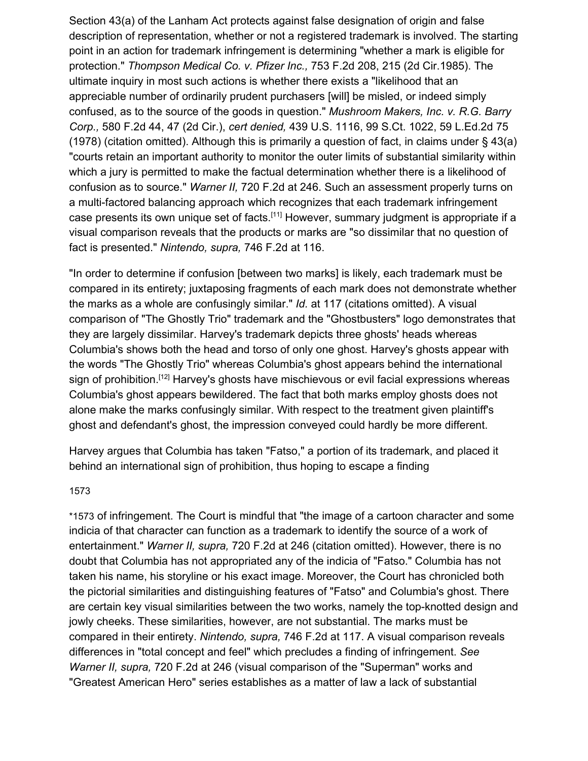Section 43(a) of the Lanham Act protects against false designation of origin and false description of representation, whether or not a registered trademark is involved. The starting point in an action for trademark infringement is determining "whether a mark is eligible for protection." *Thompson Medical Co. v. Pfizer Inc.,* 753 F.2d 208, 215 (2d Cir.1985). The ultimate inquiry in most such actions is whether there exists a "likelihood that an appreciable number of ordinarily prudent purchasers [will] be misled, or indeed simply confused, as to the source of the goods in question." *Mushroom Makers, Inc. v. R.G. Barry Corp.,* 580 F.2d 44, 47 (2d Cir.), *cert denied,* 439 U.S. 1116, 99 S.Ct. 1022, 59 L.Ed.2d 75 (1978) (citation omitted). Although this is primarily a question of fact, in claims under § 43(a) "courts retain an important authority to monitor the outer limits of substantial similarity within which a jury is permitted to make the factual determination whether there is a likelihood of confusion as to source." *Warner II,* 720 F.2d at 246. Such an assessment properly turns on a multi-factored balancing approach which recognizes that each trademark infringement case presents its own unique set of facts.[11] However, summary judgment is appropriate if a visual comparison reveals that the products or marks are "so dissimilar that no question of fact is presented." *Nintendo, supra,* 746 F.2d at 116.

"In order to determine if confusion [between two marks] is likely, each trademark must be compared in its entirety; juxtaposing fragments of each mark does not demonstrate whether the marks as a whole are confusingly similar." *Id.* at 117 (citations omitted). A visual comparison of "The Ghostly Trio" trademark and the "Ghostbusters" logo demonstrates that they are largely dissimilar. Harvey's trademark depicts three ghosts' heads whereas Columbia's shows both the head and torso of only one ghost. Harvey's ghosts appear with the words "The Ghostly Trio" whereas Columbia's ghost appears behind the international sign of prohibition.[12] Harvey's ghosts have mischievous or evil facial expressions whereas Columbia's ghost appears bewildered. The fact that both marks employ ghosts does not alone make the marks confusingly similar. With respect to the treatment given plaintiff's ghost and defendant's ghost, the impression conveyed could hardly be more different.

Harvey argues that Columbia has taken "Fatso," a portion of its trademark, and placed it behind an international sign of prohibition, thus hoping to escape a finding

*1573 of infringement. The Court is mindful that "the image of a cartoon character and some indicia of that character can function as a trademark to identify the source of a work of entertainment." *Warner II, supra,* 720 F.2d at 246 (citation omitted). However, there is no doubt that Columbia has not appropriated any of the indicia of "Fatso." Columbia has not taken his name, his storyline or his exact image. Moreover, the Court has chronicled both the pictorial similarities and distinguishing features of "Fatso" and Columbia's ghost. There are certain key visual similarities between the two works, namely the top-knotted design and jowly cheeks. These similarities, however, are not substantial. The marks must be compared in their entirety. *Nintendo, supra,* 746 F.2d at 117. A visual comparison reveals differences in "total concept and feel" which precludes a finding of infringement. *See Warner II, supra,* 720 F.2d at 246 (visual comparison of the "Superman" works and "Greatest American Hero" series establishes as a matter of law a lack of substantial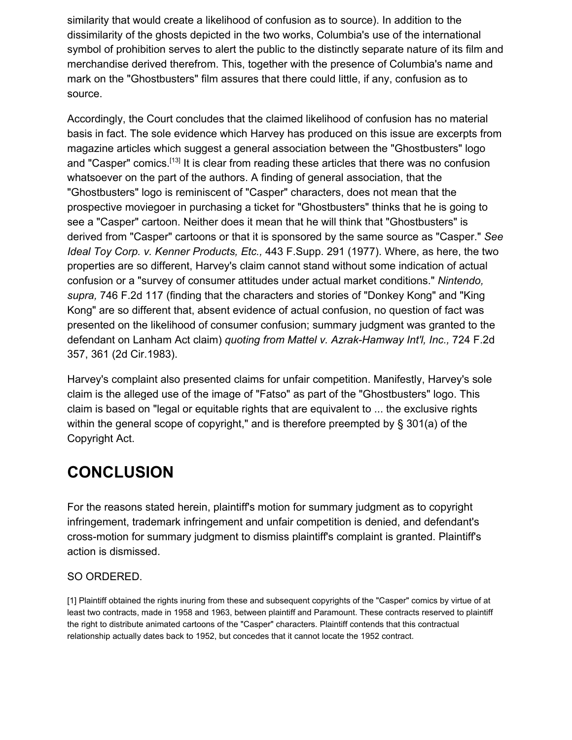similarity that would create a likelihood of confusion as to source). In addition to the dissimilarity of the ghosts depicted in the two works, Columbia's use of the international symbol of prohibition serves to alert the public to the distinctly separate nature of its film and merchandise derived therefrom. This, together with the presence of Columbia's name and mark on the "Ghostbusters" film assures that there could little, if any, confusion as to source.

Accordingly, the Court concludes that the claimed likelihood of confusion has no material basis in fact. The sole evidence which Harvey has produced on this issue are excerpts from magazine articles which suggest a general association between the "Ghostbusters" logo and "Casper" comics.[13] It is clear from reading these articles that there was no confusion whatsoever on the part of the authors. A finding of general association, that the "Ghostbusters" logo is reminiscent of "Casper" characters, does not mean that the prospective moviegoer in purchasing a ticket for "Ghostbusters" thinks that he is going to see a "Casper" cartoon. Neither does it mean that he will think that "Ghostbusters" is derived from "Casper" cartoons or that it is sponsored by the same source as "Casper." *See Ideal Toy Corp. v. Kenner Products, Etc.,* 443 F.Supp. 291 (1977). Where, as here, the two properties are so different, Harvey's claim cannot stand without some indication of actual confusion or a "survey of consumer attitudes under actual market conditions." *Nintendo, supra,* 746 F.2d 117 (finding that the characters and stories of "Donkey Kong" and "King Kong" are so different that, absent evidence of actual confusion, no question of fact was presented on the likelihood of consumer confusion; summary judgment was granted to the defendant on Lanham Act claim) *quoting from Mattel v. Azrak-Hamway Int'l, Inc.,* 724 F.2d 357, 361 (2d Cir.1983).

Harvey's complaint also presented claims for unfair competition. Manifestly, Harvey's sole claim is the alleged use of the image of "Fatso" as part of the "Ghostbusters" logo. This claim is based on "legal or equitable rights that are equivalent to ... the exclusive rights within the general scope of copyright," and is therefore preempted by § 301(a) of the Copyright Act.

## CONCLUSION

For the reasons stated herein, plaintiff's motion for summary judgment as to copyright infringement, trademark infringement and unfair competition is denied, and defendant's cross-motion for summary judgment to dismiss plaintiff's complaint is granted. Plaintiff's action is dismissed.

SO ORDERED.

[1] Plaintiff obtained the rights inuring from these and subsequent copyrights of the "Casper" comics by virtue of at least two contracts, made in 1958 and 1963, between plaintiff and Paramount. These contracts reserved to plaintiff the right to distribute animated cartoons of the "Casper" characters. Plaintiff contends that this contractual relationship actually dates back to 1952, but concedes that it cannot locate the 1952 contract.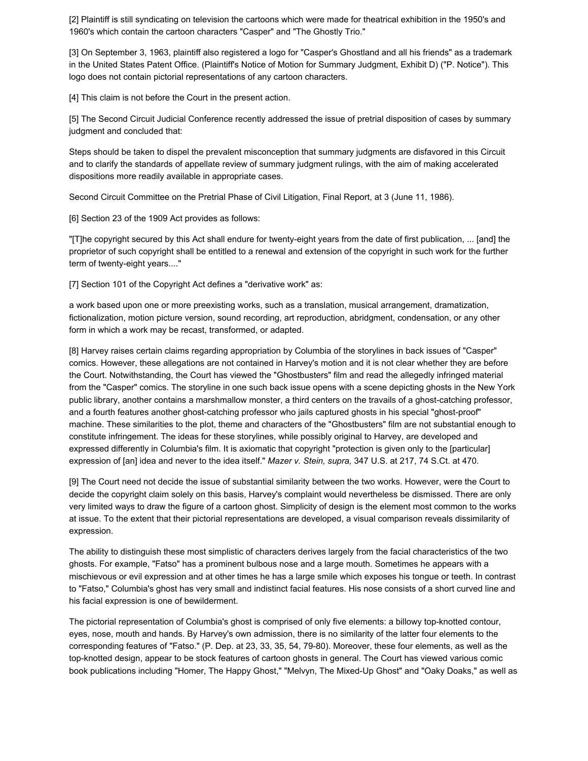[2] Plaintiff is still syndicating on television the cartoons which were made for theatrical exhibition in the 1950's and 1960's which contain the cartoon characters "Casper" and "The Ghostly Trio."

[3] On September 3, 1963, plaintiff also registered a logo for "Casper's Ghostland and all his friends" as a trademark in the United States Patent Office. (Plaintiff's Notice of Motion for Summary Judgment, Exhibit D) ("P. Notice"). This logo does not contain pictorial representations of any cartoon characters.

[4] This claim is not before the Court in the present action.

[5] The Second Circuit Judicial Conference recently addressed the issue of pretrial disposition of cases by summary judgment and concluded that:

Steps should be taken to dispel the prevalent misconception that summary judgments are disfavored in this Circuit and to clarify the standards of appellate review of summary judgment rulings, with the aim of making accelerated dispositions more readily available in appropriate cases.

Second Circuit Committee on the Pretrial Phase of Civil Litigation, Final Report, at 3 (June 11, 1986).

[6] Section 23 of the 1909 Act provides as follows:

"[T]he copyright secured by this Act shall endure for twenty-eight years from the date of first publication, ... [and] the proprietor of such copyright shall be entitled to a renewal and extension of the copyright in such work for the further term of twenty-eight years...."

[7] Section 101 of the Copyright Act defines a "derivative work" as:

a work based upon one or more preexisting works, such as a translation, musical arrangement, dramatization, fictionalization, motion picture version, sound recording, art reproduction, abridgment, condensation, or any other form in which a work may be recast, transformed, or adapted.

[8] Harvey raises certain claims regarding appropriation by Columbia of the storylines in back issues of "Casper" comics. However, these allegations are not contained in Harvey's motion and it is not clear whether they are before the Court. Notwithstanding, the Court has viewed the "Ghostbusters" film and read the allegedly infringed material from the "Casper" comics. The storyline in one such back issue opens with a scene depicting ghosts in the New York public library, another contains a marshmallow monster, a third centers on the travails of a ghost-catching professor, and a fourth features another ghost-catching professor who jails captured ghosts in his special "ghost-proof" machine. These similarities to the plot, theme and characters of the "Ghostbusters" film are not substantial enough to constitute infringement. The ideas for these storylines, while possibly original to Harvey, are developed and expressed differently in Columbia's film. It is axiomatic that copyright "protection is given only to the [particular] expression of [an] idea and never to the idea itself." *Mazer v. Stein, supra,* 347 U.S. at 217, 74 S.Ct. at 470.

[9] The Court need not decide the issue of substantial similarity between the two works. However, were the Court to decide the copyright claim solely on this basis, Harvey's complaint would nevertheless be dismissed. There are only very limited ways to draw the figure of a cartoon ghost. Simplicity of design is the element most common to the works at issue. To the extent that their pictorial representations are developed, a visual comparison reveals dissimilarity of expression.

The ability to distinguish these most simplistic of characters derives largely from the facial characteristics of the two ghosts. For example, "Fatso" has a prominent bulbous nose and a large mouth. Sometimes he appears with a mischievous or evil expression and at other times he has a large smile which exposes his tongue or teeth. In contrast to "Fatso," Columbia's ghost has very small and indistinct facial features. His nose consists of a short curved line and his facial expression is one of bewilderment.

The pictorial representation of Columbia's ghost is comprised of only five elements: a billowy top-knotted contour, eyes, nose, mouth and hands. By Harvey's own admission, there is no similarity of the latter four elements to the corresponding features of "Fatso." (P. Dep. at 23, 33, 35, 54, 79-80). Moreover, these four elements, as well as the top-knotted design, appear to be stock features of cartoon ghosts in general. The Court has viewed various comic book publications including "Homer, The Happy Ghost," "Melvyn, The Mixed-Up Ghost" and "Oaky Doaks," as well as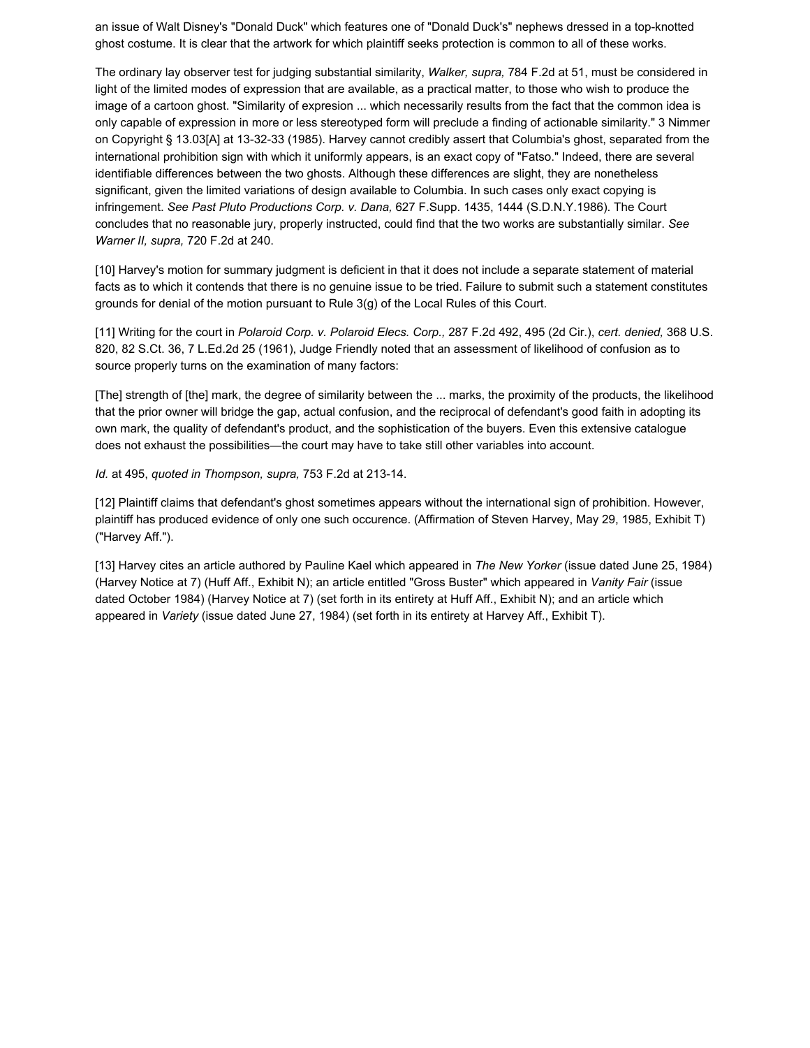an issue of Walt Disney's "Donald Duck" which features one of "Donald Duck's" nephews dressed in a top-knotted ghost costume. It is clear that the artwork for which plaintiff seeks protection is common to all of these works.

The ordinary lay observer test for judging substantial similarity, *Walker, supra,* 784 F.2d at 51, must be considered in light of the limited modes of expression that are available, as a practical matter, to those who wish to produce the image of a cartoon ghost. "Similarity of expresion ... which necessarily results from the fact that the common idea is only capable of expression in more or less stereotyped form will preclude a finding of actionable similarity." 3 Nimmer on Copyright § 13.03[A] at 13-32-33 (1985). Harvey cannot credibly assert that Columbia's ghost, separated from the international prohibition sign with which it uniformly appears, is an exact copy of "Fatso." Indeed, there are several identifiable differences between the two ghosts. Although these differences are slight, they are nonetheless significant, given the limited variations of design available to Columbia. In such cases only exact copying is infringement. *See Past Pluto Productions Corp. v. Dana,* 627 F.Supp. 1435, 1444 (S.D.N.Y.1986). The Court concludes that no reasonable jury, properly instructed, could find that the two works are substantially similar. *See Warner II, supra,* 720 F.2d at 240.

[10] Harvey's motion for summary judgment is deficient in that it does not include a separate statement of material facts as to which it contends that there is no genuine issue to be tried. Failure to submit such a statement constitutes grounds for denial of the motion pursuant to Rule 3(g) of the Local Rules of this Court.

[11] Writing for the court in *Polaroid Corp. v. Polaroid Elecs. Corp.,* 287 F.2d 492, 495 (2d Cir.), *cert. denied,* 368 U.S. 820, 82 S.Ct. 36, 7 L.Ed.2d 25 (1961), Judge Friendly noted that an assessment of likelihood of confusion as to source properly turns on the examination of many factors:

[The] strength of [the] mark, the degree of similarity between the ... marks, the proximity of the products, the likelihood that the prior owner will bridge the gap, actual confusion, and the reciprocal of defendant's good faith in adopting its own mark, the quality of defendant's product, and the sophistication of the buyers. Even this extensive catalogue does not exhaust the possibilities—the court may have to take still other variables into account.

*Id.* at 495, *quoted in Thompson, supra,* 753 F.2d at 213-14.

[12] Plaintiff claims that defendant's ghost sometimes appears without the international sign of prohibition. However, plaintiff has produced evidence of only one such occurence. (Affirmation of Steven Harvey, May 29, 1985, Exhibit T) ("Harvey Aff.").

[13] Harvey cites an article authored by Pauline Kael which appeared in *The New Yorker* (issue dated June 25, 1984) (Harvey Notice at 7) (Huff Aff., Exhibit N); an article entitled "Gross Buster" which appeared in *Vanity Fair* (issue dated October 1984) (Harvey Notice at 7) (set forth in its entirety at Huff Aff., Exhibit N); and an article which appeared in *Variety* (issue dated June 27, 1984) (set forth in its entirety at Harvey Aff., Exhibit T).